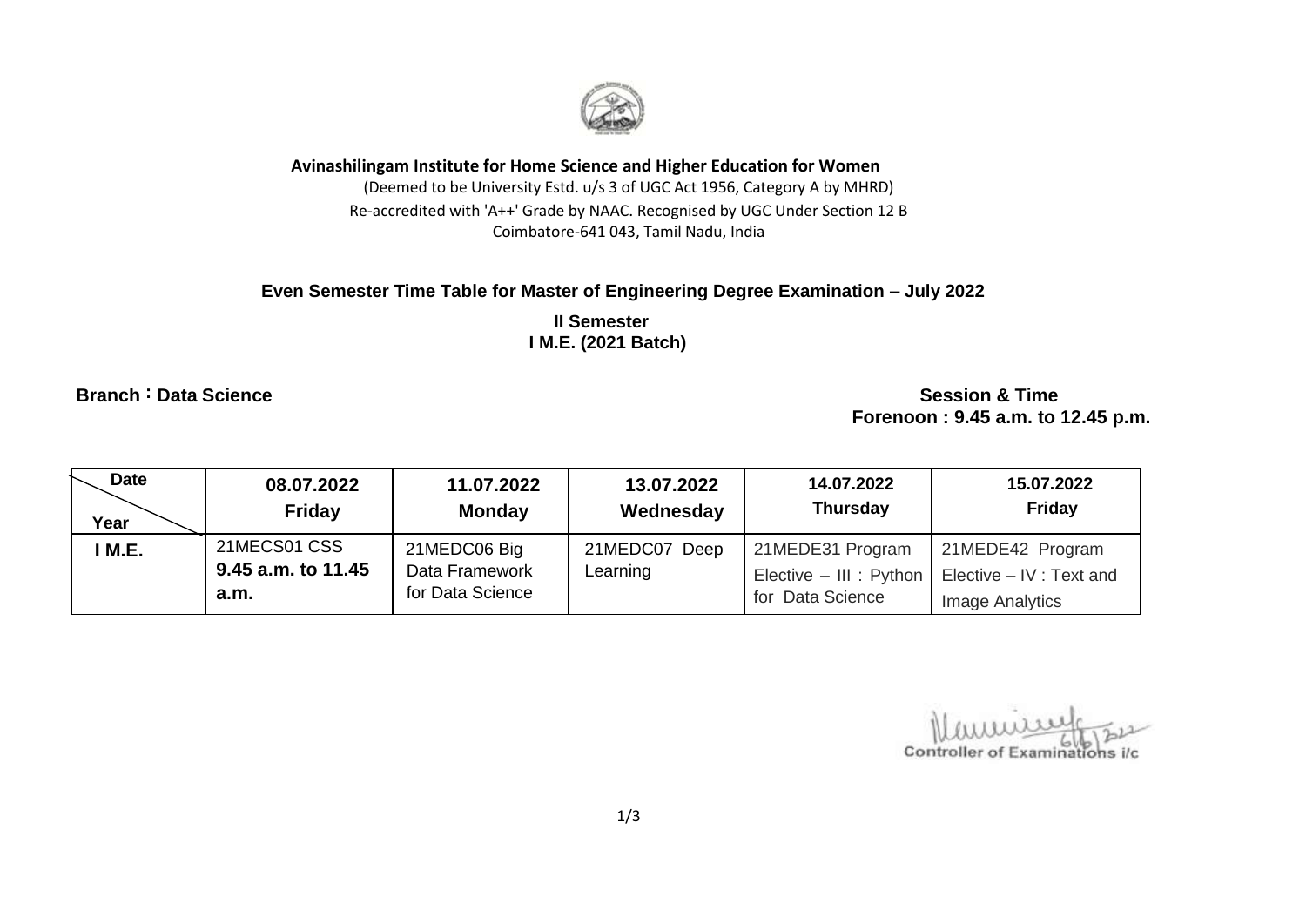**Avinashilingam Institute for Home Science and Higher Education for Women**

(Deemed to be University Estd. u/s 3 of UGC Act 1956, Category A by MHRD)

Re-accredited with 'A++' Grade by NAAC. Recognised by UGC Under Section 12 B

Coimbatore-641 043, Tamil Nadu, India

## Even Semester Time Table for Master of Engineering Degree Examination – July 2022

**II Semester**
**I M.E. (2021 Batch)**

**Branch : Data Science**

**Session & Time**
**Forenoon : 9.45 a.m. to 12.45 p.m.**

| Date / Year | 08.07.2022 Friday | 11.07.2022 Monday | 13.07.2022 Wednesday | 14.07.2022 Thursday | 15.07.2022 Friday |
|---|---|---|---|---|---|
| I M.E. | 21MECS01 CSS **9.45 a.m. to 11.45 a.m.** | 21MEDC06 Big Data Framework for Data Science | 21MEDC07 Deep Learning | 21MEDE31 Program Elective – III : Python for Data Science | 21MEDE42 Program Elective – IV : Text and Image Analytics |

Controller of Examinations i/c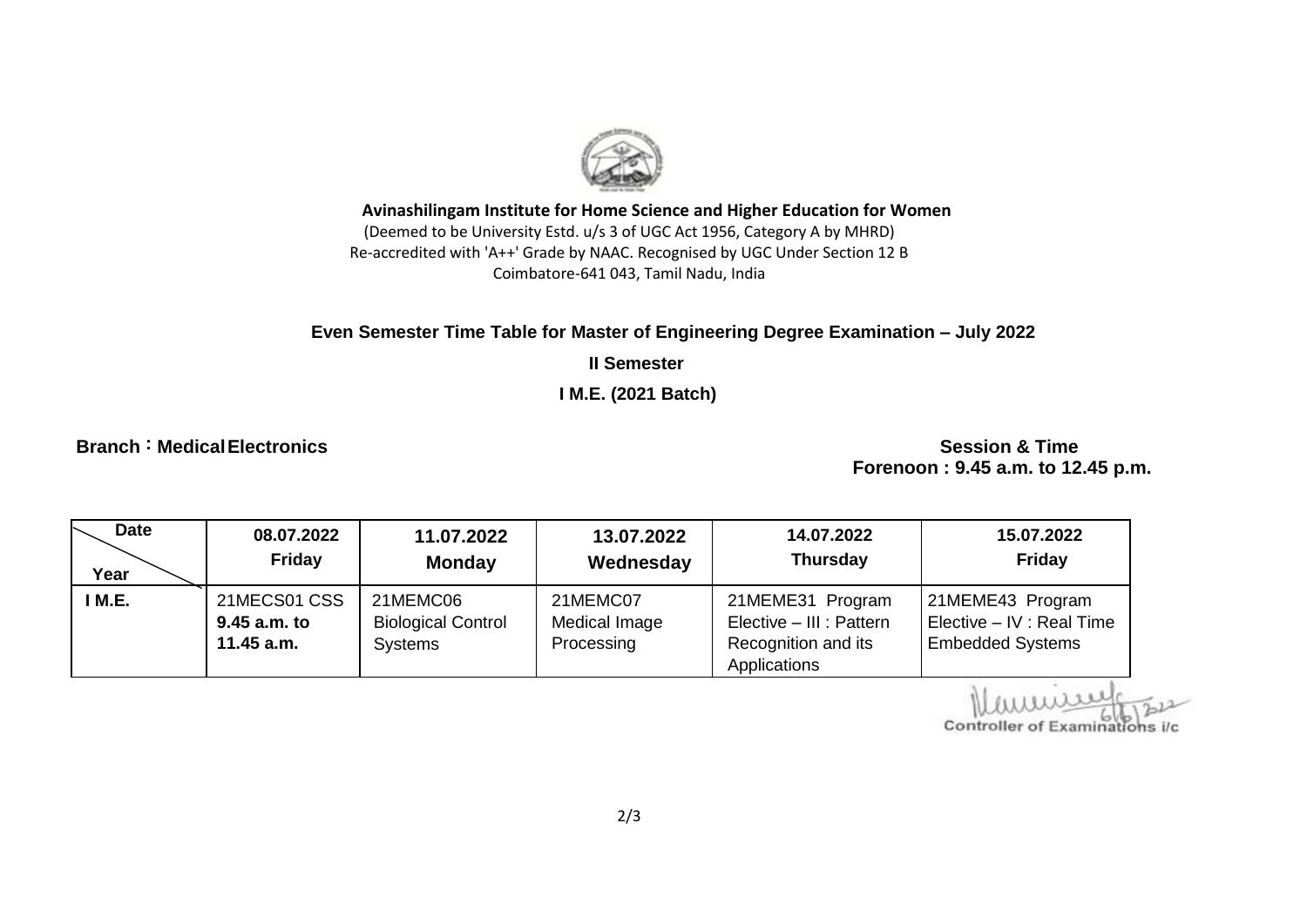**Avinashilingam Institute for Home Science and Higher Education for Women**

(Deemed to be University Estd. u/s 3 of UGC Act 1956, Category A by MHRD)
Re-accredited with 'A++' Grade by NAAC. Recognised by UGC Under Section 12 B
Coimbatore-641 043, Tamil Nadu, India

**Even Semester Time Table for Master of Engineering Degree Examination – July 2022**

**II Semester**

**I M.E. (2021 Batch)**

**Branch : Medical Electronics**

**Session & Time**
**Forenoon : 9.45 a.m. to 12.45 p.m.**

| Date / Year | 08.07.2022 Friday | 11.07.2022 Monday | 13.07.2022 Wednesday | 14.07.2022 Thursday | 15.07.2022 Friday |
|---|---|---|---|---|---|
| **I M.E.** | 21MECS01 CSS **9.45 a.m. to 11.45 a.m.** | 21MEMC06 Biological Control Systems | 21MEMC07 Medical Image Processing | 21MEME31 Program Elective – III : Pattern Recognition and its Applications | 21MEME43 Program Elective – IV : Real Time Embedded Systems |

Controller of Examinations i/c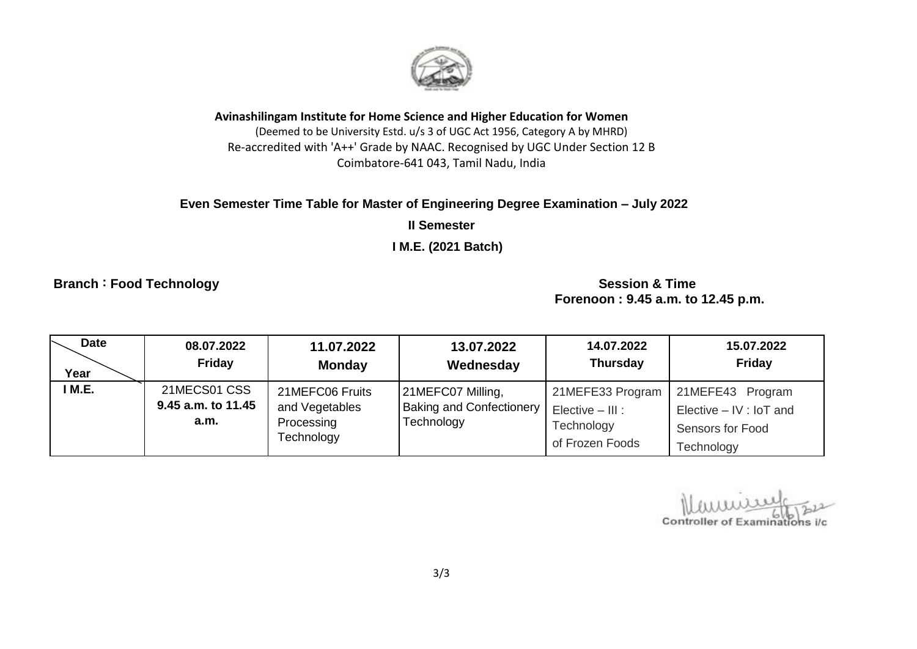**Avinashilingam Institute for Home Science and Higher Education for Women**

(Deemed to be University Estd. u/s 3 of UGC Act 1956, Category A by MHRD)

Re-accredited with 'A++' Grade by NAAC. Recognised by UGC Under Section 12 B

Coimbatore-641 043, Tamil Nadu, India

**Even Semester Time Table for Master of Engineering Degree Examination – July 2022**

**II Semester**

**I M.E. (2021 Batch)**

**Branch : Food Technology**

**Session & Time**
**Forenoon : 9.45 a.m. to 12.45 p.m.**

| Date / Year | 08.07.2022 Friday | 11.07.2022 Monday | 13.07.2022 Wednesday | 14.07.2022 Thursday | 15.07.2022 Friday |
|---|---|---|---|---|---|
| I M.E. | 21MECS01 CSS **9.45 a.m. to 11.45 a.m.** | 21MEFC06 Fruits and Vegetables Processing Technology | 21MEFC07 Milling, Baking and Confectionery Technology | 21MEFE33 Program Elective – III : Technology of Frozen Foods | 21MEFE43 Program Elective – IV : IoT and Sensors for Food Technology |

Controller of Examinations i/c